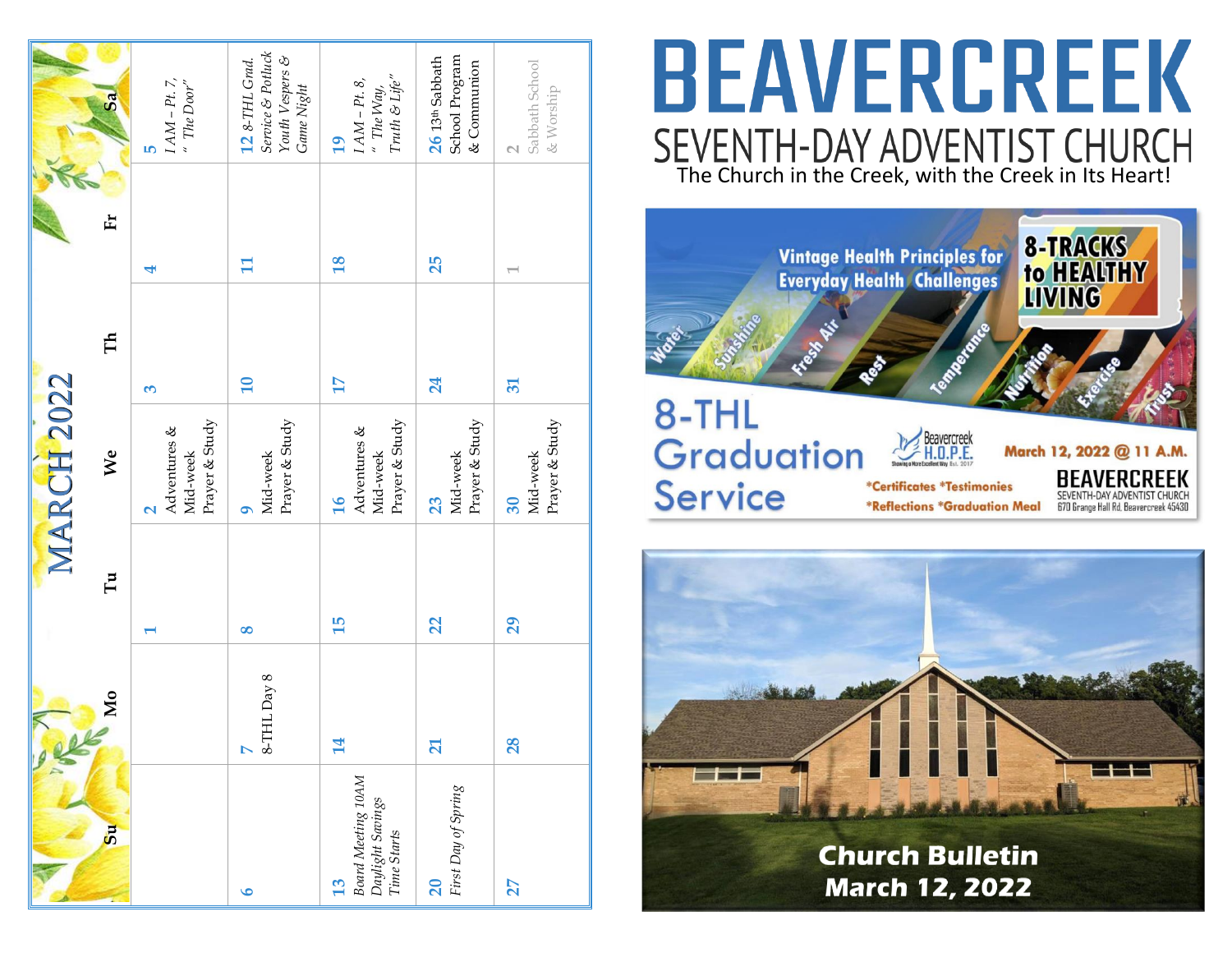## MARCH 2022

| Su | Mo | Tu | We | Th | Fr | Sa |
|---|---|---|---|---|---|---|
| | | 1 | 2 Adventures & Mid-week Prayer & Study | 3 | 4 | 5 *I AM – Pt. 7, " The Door"* |
| 6 | 7 8-THL Day 8 | 8 | 9 Mid-week Prayer & Study | 10 | 11 | 12 *8-THL Grad. Service & Potluck Youth Vespers & Game Night* |
| 13 *Board Meeting 10AM Daylight Savings Time Starts* | 14 | 15 | 16 Adventures & Mid-week Prayer & Study | 17 | 18 | 19 *I AM – Pt. 8, " The Way, Truth & Life"* |
| 20 *First Day of Spring* | 21 | 22 | 23 Mid-week Prayer & Study | 24 | 25 | 26 13th Sabbath School Program & Communion |
| 27 | 28 | 29 | 30 Mid-week Prayer & Study | 31 | 1 | 2 Sabbath School & Worship |

# BEAVERCREEK

## SEVENTH-DAY ADVENTIST CHURCH

The Church in the Creek, with the Creek in Its Heart!

**Vintage Health Principles for Everyday Health Challenges**

**8-TRACKS to HEALTHY LIVING**

Water · Sunshine · Fresh Air · Rest · Temperance · Nutrition · Exercise · Trust

## 8-THL Graduation Service

Beavercreek H.O.P.E. — Showing a More Excellent Way Est. 2017

**March 12, 2022 @ 11 A.M.**

*Certificates *Testimonies
*Reflections *Graduation Meal

BEAVERCREEK SEVENTH-DAY ADVENTIST CHURCH
670 Grange Hall Rd, Beavercreek 45430

**Church Bulletin**
**March 12, 2022**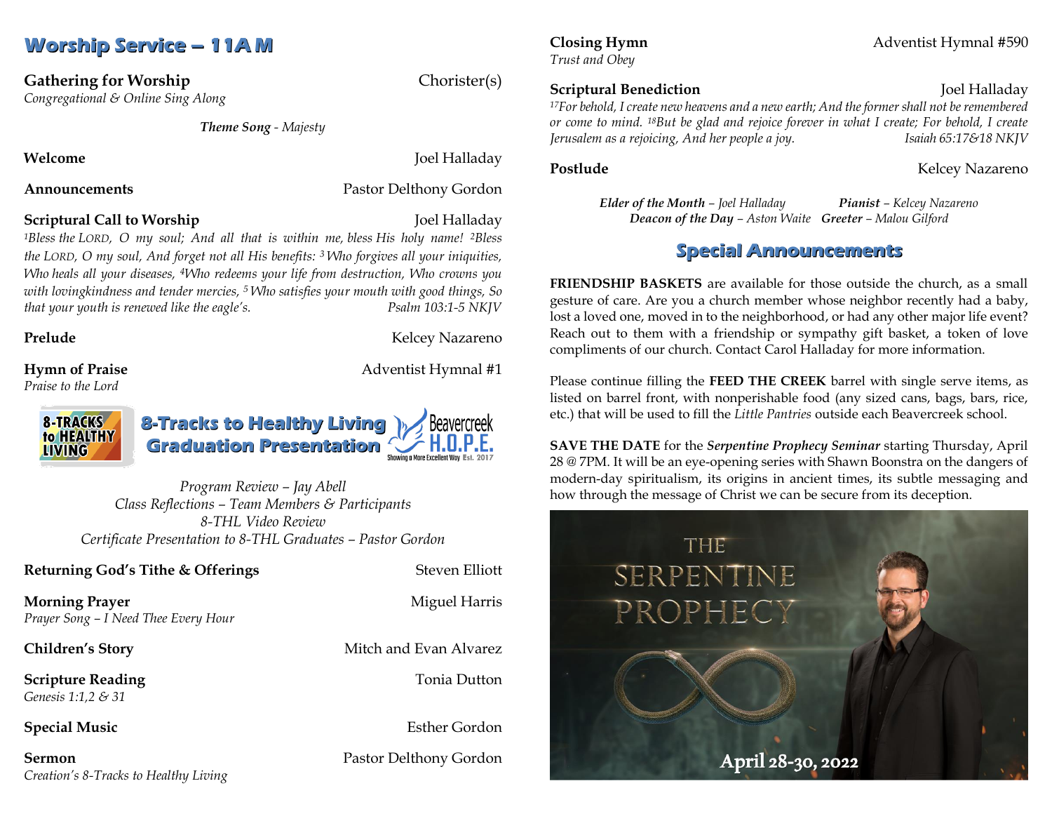# Worship Service – 11A M

**Gathering for Worship** Chorister(s)
*Congregational & Online Sing Along*

***Theme Song** - Majesty*

**Welcome** Joel Halladay

**Announcements** Pastor Delthony Gordon

**Scriptural Call to Worship** Joel Halladay
*[1]Bless the LORD, O my soul; And all that is within me, bless His holy name! [2]Bless the LORD, O my soul, And forget not all His benefits: [3]Who forgives all your iniquities, Who heals all your diseases, [4]Who redeems your life from destruction, Who crowns you with lovingkindness and tender mercies, [5]Who satisfies your mouth with good things, So that your youth is renewed like the eagle's. Psalm 103:1-5 NKJV*

**Prelude** Kelcey Nazareno

**Hymn of Praise** Adventist Hymnal #1
*Praise to the Lord*

## 8-Tracks to Healthy Living Graduation Presentation

8-TRACKS to HEALTHY LIVING

Beavercreek H.O.P.E. Showing a More Excellent Way Est. 2017

*Program Review – Jay Abell*
*Class Reflections – Team Members & Participants*
*8-THL Video Review*
*Certificate Presentation to 8-THL Graduates – Pastor Gordon*

**Returning God's Tithe & Offerings** Steven Elliott

**Morning Prayer** Miguel Harris
*Prayer Song – I Need Thee Every Hour*

**Children's Story** Mitch and Evan Alvarez

**Scripture Reading** Tonia Dutton
*Genesis 1:1,2 & 31*

**Special Music** Esther Gordon

**Sermon** Pastor Delthony Gordon
*Creation's 8-Tracks to Healthy Living*

**Closing Hymn** Adventist Hymnal #590
*Trust and Obey*

**Scriptural Benediction** Joel Halladay
*[17]For behold, I create new heavens and a new earth; And the former shall not be remembered or come to mind. [18]But be glad and rejoice forever in what I create; For behold, I create Jerusalem as a rejoicing, And her people a joy. Isaiah 65:17&18 NKJV*

**Postlude** Kelcey Nazareno

***Elder of the Month*** *– Joel Halladay* ***Pianist*** *– Kelcey Nazareno*
***Deacon of the Day*** *– Aston Waite* ***Greeter*** *– Malou Gilford*

# Special Announcements

**FRIENDSHIP BASKETS** are available for those outside the church, as a small gesture of care. Are you a church member whose neighbor recently had a baby, lost a loved one, moved in to the neighborhood, or had any other major life event? Reach out to them with a friendship or sympathy gift basket, a token of love compliments of our church. Contact Carol Halladay for more information.

Please continue filling the **FEED THE CREEK** barrel with single serve items, as listed on barrel front, with nonperishable food (any sized cans, bags, bars, rice, etc.) that will be used to fill the *Little Pantries* outside each Beavercreek school.

**SAVE THE DATE** for the ***Serpentine Prophecy Seminar*** starting Thursday, April 28 @ 7PM. It will be an eye-opening series with Shawn Boonstra on the dangers of modern-day spiritualism, its origins in ancient times, its subtle messaging and how through the message of Christ we can be secure from its deception.

THE SERPENTINE PROPHECY

April 28-30, 2022